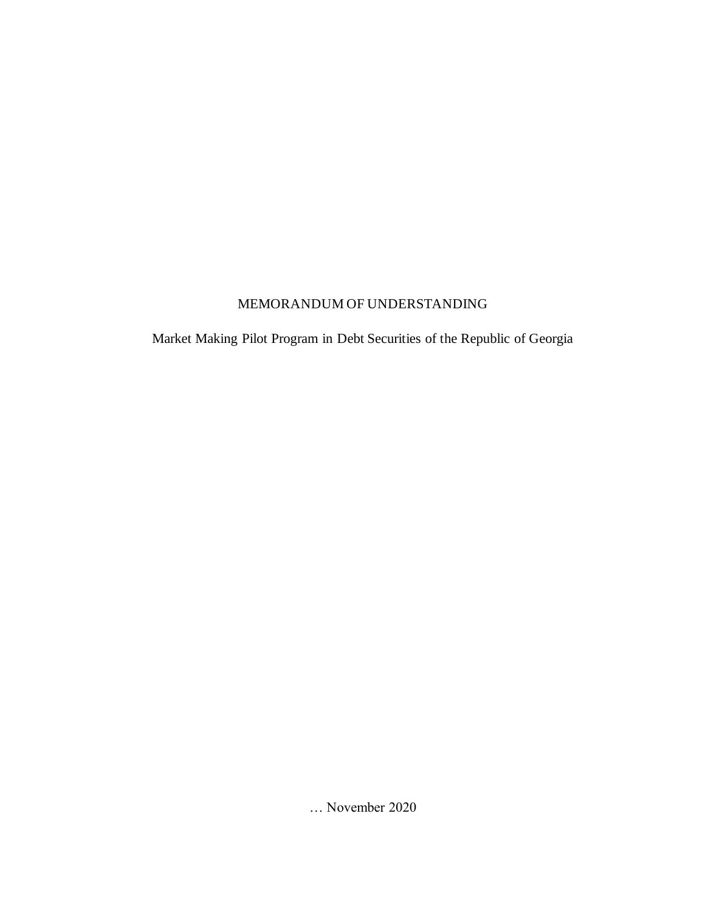# MEMORANDUM OF UNDERSTANDING

Market Making Pilot Program in Debt Securities of the Republic of Georgia

… November 2020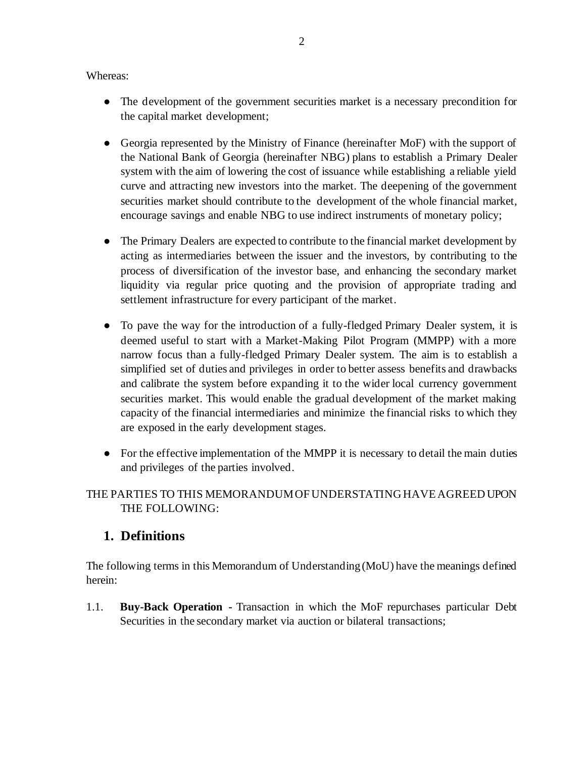Whereas:

- The development of the government securities market is a necessary precondition for the capital market development;
- Georgia represented by the Ministry of Finance (hereinafter MoF) with the support of the National Bank of Georgia (hereinafter NBG) plans to establish a Primary Dealer system with the aim of lowering the cost of issuance while establishing a reliable yield curve and attracting new investors into the market. The deepening of the government securities market should contribute to the development of the whole financial market, encourage savings and enable NBG to use indirect instruments of monetary policy;
- The Primary Dealers are expected to contribute to the financial market development by acting as intermediaries between the issuer and the investors, by contributing to the process of diversification of the investor base, and enhancing the secondary market liquidity via regular price quoting and the provision of appropriate trading and settlement infrastructure for every participant of the market.
- To pave the way for the introduction of a fully-fledged Primary Dealer system, it is deemed useful to start with a Market-Making Pilot Program (MMPP) with a more narrow focus than a fully-fledged Primary Dealer system. The aim is to establish a simplified set of duties and privileges in order to better assess benefits and drawbacks and calibrate the system before expanding it to the wider local currency government securities market. This would enable the gradual development of the market making capacity of the financial intermediaries and minimize the financial risks to which they are exposed in the early development stages.
- For the effective implementation of the MMPP it is necessary to detail the main duties and privileges of the parties involved.

THE PARTIES TO THIS MEMORANDUM OF UNDERSTATING HAVE AGREED UPON THE FOLLOWING:

## 1. Definitions

The following terms in this Memorandum of Understanding (MoU) have the meanings defined herein:

1.1. **Buy-Back Operation** - Transaction in which the MoF repurchases particular Debt Securities in the secondary market via auction or bilateral transactions;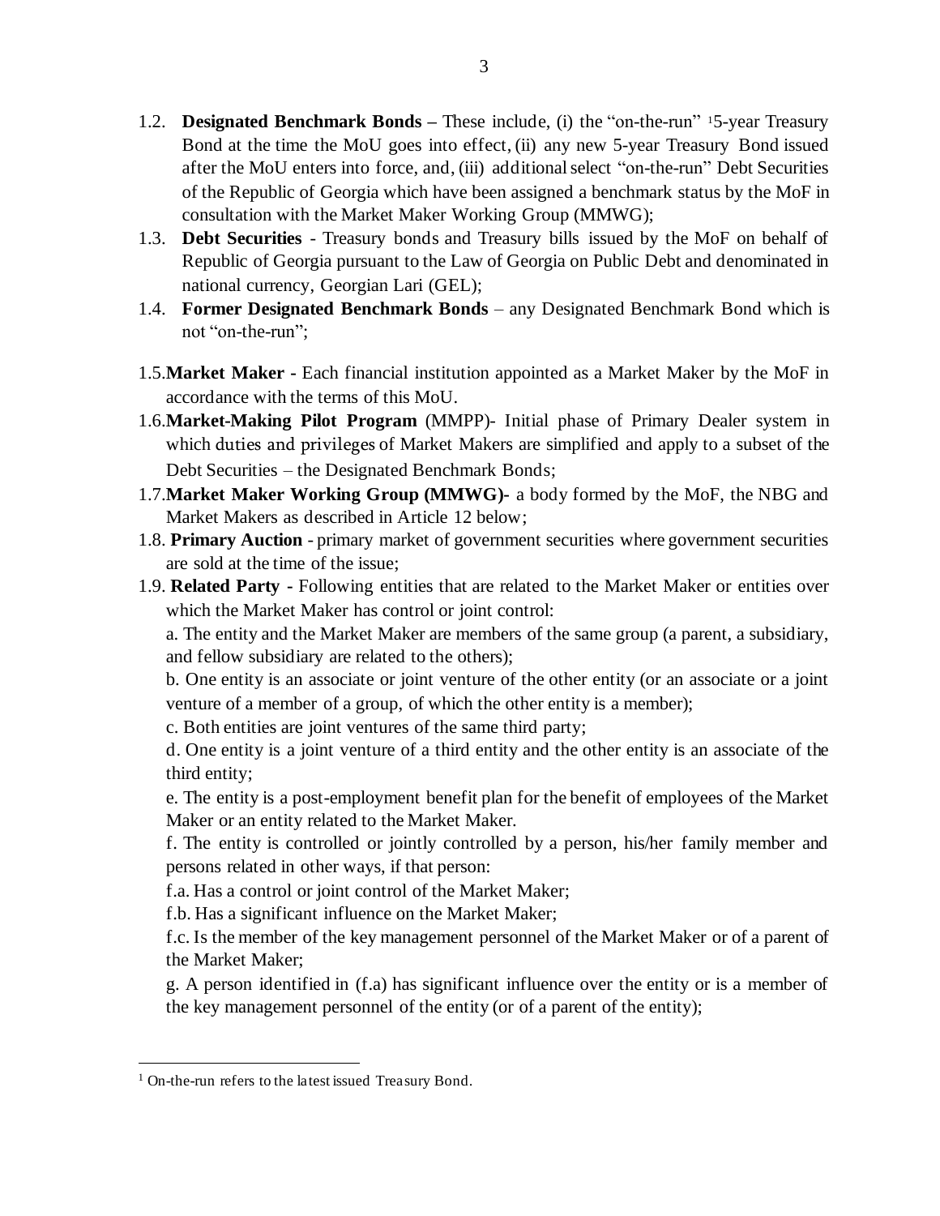1.2. **Designated Benchmark Bonds –** These include, (i) the "on-the-run" [1]5-year Treasury Bond at the time the MoU goes into effect, (ii) any new 5-year Treasury Bond issued after the MoU enters into force, and, (iii) additional select "on-the-run" Debt Securities of the Republic of Georgia which have been assigned a benchmark status by the MoF in consultation with the Market Maker Working Group (MMWG);

1.3. **Debt Securities** - Treasury bonds and Treasury bills issued by the MoF on behalf of Republic of Georgia pursuant to the Law of Georgia on Public Debt and denominated in national currency, Georgian Lari (GEL);

1.4. **Former Designated Benchmark Bonds** – any Designated Benchmark Bond which is not "on-the-run";

1.5. **Market Maker -** Each financial institution appointed as a Market Maker by the MoF in accordance with the terms of this MoU.

1.6. **Market-Making Pilot Program** (MMPP)- Initial phase of Primary Dealer system in which duties and privileges of Market Makers are simplified and apply to a subset of the Debt Securities – the Designated Benchmark Bonds;

1.7. **Market Maker Working Group (MMWG)-** a body formed by the MoF, the NBG and Market Makers as described in Article 12 below;

1.8. **Primary Auction** - primary market of government securities where government securities are sold at the time of the issue;

1.9. **Related Party -** Following entities that are related to the Market Maker or entities over which the Market Maker has control or joint control:

a. The entity and the Market Maker are members of the same group (a parent, a subsidiary, and fellow subsidiary are related to the others);

b. One entity is an associate or joint venture of the other entity (or an associate or a joint venture of a member of a group, of which the other entity is a member);

c. Both entities are joint ventures of the same third party;

d. One entity is a joint venture of a third entity and the other entity is an associate of the third entity;

e. The entity is a post-employment benefit plan for the benefit of employees of the Market Maker or an entity related to the Market Maker.

f. The entity is controlled or jointly controlled by a person, his/her family member and persons related in other ways, if that person:

f.a. Has a control or joint control of the Market Maker;

f.b. Has a significant influence on the Market Maker;

f.c. Is the member of the key management personnel of the Market Maker or of a parent of the Market Maker;

g. A person identified in (f.a) has significant influence over the entity or is a member of the key management personnel of the entity (or of a parent of the entity);

---

[1] On-the-run refers to the latest issued Treasury Bond.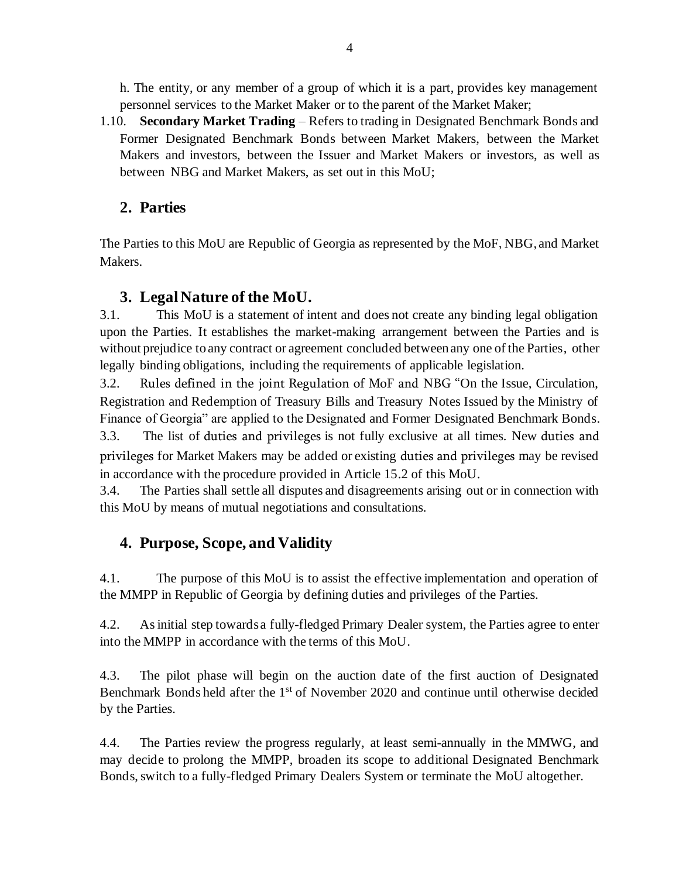h. The entity, or any member of a group of which it is a part, provides key management personnel services to the Market Maker or to the parent of the Market Maker;

1.10. **Secondary Market Trading** – Refers to trading in Designated Benchmark Bonds and Former Designated Benchmark Bonds between Market Makers, between the Market Makers and investors, between the Issuer and Market Makers or investors, as well as between NBG and Market Makers, as set out in this MoU;

## 2. Parties

The Parties to this MoU are Republic of Georgia as represented by the MoF, NBG, and Market Makers.

## 3. Legal Nature of the MoU.

3.1. This MoU is a statement of intent and does not create any binding legal obligation upon the Parties. It establishes the market-making arrangement between the Parties and is without prejudice to any contract or agreement concluded between any one of the Parties, other legally binding obligations, including the requirements of applicable legislation.

3.2. Rules defined in the joint Regulation of MoF and NBG "On the Issue, Circulation, Registration and Redemption of Treasury Bills and Treasury Notes Issued by the Ministry of Finance of Georgia" are applied to the Designated and Former Designated Benchmark Bonds.

3.3. The list of duties and privileges is not fully exclusive at all times. New duties and privileges for Market Makers may be added or existing duties and privileges may be revised in accordance with the procedure provided in Article 15.2 of this MoU.

3.4. The Parties shall settle all disputes and disagreements arising out or in connection with this MoU by means of mutual negotiations and consultations.

## 4. Purpose, Scope, and Validity

4.1. The purpose of this MoU is to assist the effective implementation and operation of the MMPP in Republic of Georgia by defining duties and privileges of the Parties.

4.2. As initial step towards a fully-fledged Primary Dealer system, the Parties agree to enter into the MMPP in accordance with the terms of this MoU.

4.3. The pilot phase will begin on the auction date of the first auction of Designated Benchmark Bonds held after the 1st of November 2020 and continue until otherwise decided by the Parties.

4.4. The Parties review the progress regularly, at least semi-annually in the MMWG, and may decide to prolong the MMPP, broaden its scope to additional Designated Benchmark Bonds, switch to a fully-fledged Primary Dealers System or terminate the MoU altogether.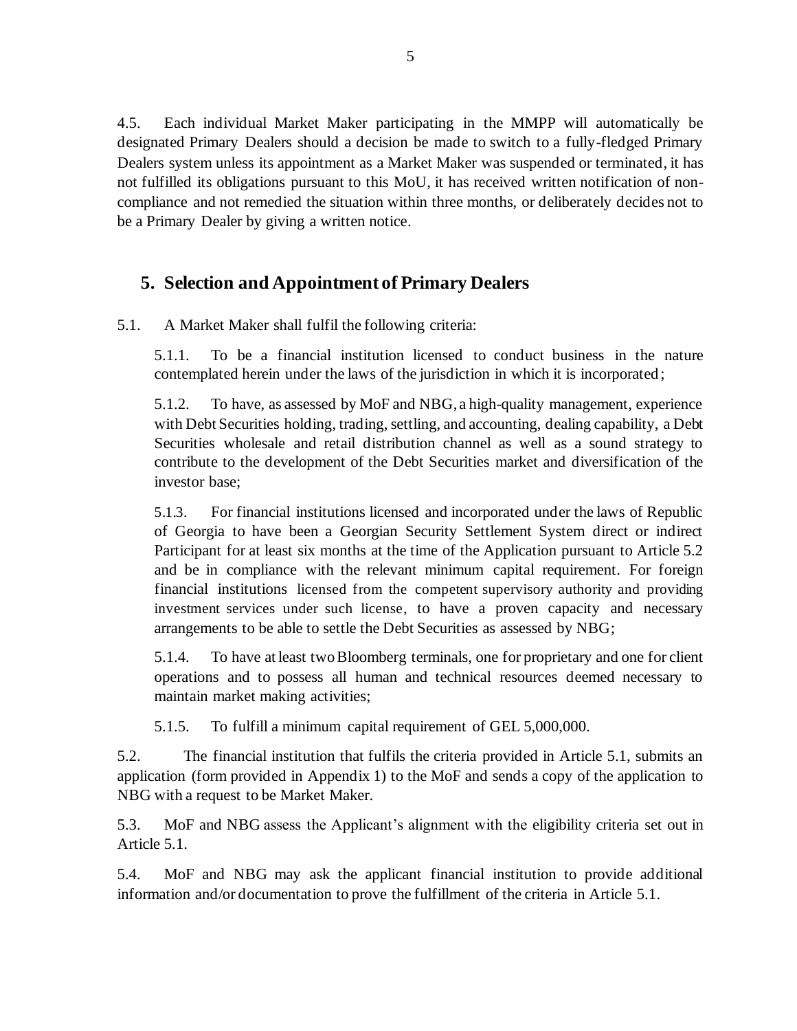4.5. Each individual Market Maker participating in the MMPP will automatically be designated Primary Dealers should a decision be made to switch to a fully-fledged Primary Dealers system unless its appointment as a Market Maker was suspended or terminated, it has not fulfilled its obligations pursuant to this MoU, it has received written notification of non-compliance and not remedied the situation within three months, or deliberately decides not to be a Primary Dealer by giving a written notice.

## 5. Selection and Appointment of Primary Dealers

5.1. A Market Maker shall fulfil the following criteria:

5.1.1. To be a financial institution licensed to conduct business in the nature contemplated herein under the laws of the jurisdiction in which it is incorporated;

5.1.2. To have, as assessed by MoF and NBG, a high-quality management, experience with Debt Securities holding, trading, settling, and accounting, dealing capability, a Debt Securities wholesale and retail distribution channel as well as a sound strategy to contribute to the development of the Debt Securities market and diversification of the investor base;

5.1.3. For financial institutions licensed and incorporated under the laws of Republic of Georgia to have been a Georgian Security Settlement System direct or indirect Participant for at least six months at the time of the Application pursuant to Article 5.2 and be in compliance with the relevant minimum capital requirement. For foreign financial institutions licensed from the competent supervisory authority and providing investment services under such license, to have a proven capacity and necessary arrangements to be able to settle the Debt Securities as assessed by NBG;

5.1.4. To have at least two Bloomberg terminals, one for proprietary and one for client operations and to possess all human and technical resources deemed necessary to maintain market making activities;

5.1.5. To fulfill a minimum capital requirement of GEL 5,000,000.

5.2. The financial institution that fulfils the criteria provided in Article 5.1, submits an application (form provided in Appendix 1) to the MoF and sends a copy of the application to NBG with a request to be Market Maker.

5.3. MoF and NBG assess the Applicant's alignment with the eligibility criteria set out in Article 5.1.

5.4. MoF and NBG may ask the applicant financial institution to provide additional information and/or documentation to prove the fulfillment of the criteria in Article 5.1.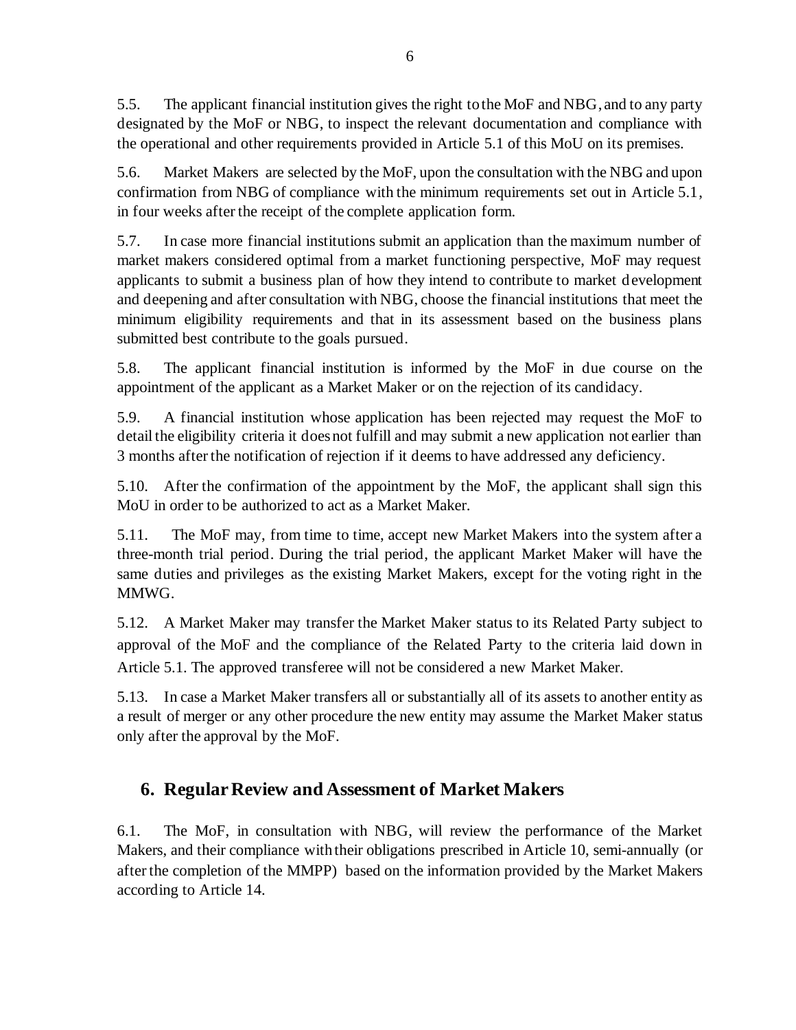5.5. The applicant financial institution gives the right to the MoF and NBG, and to any party designated by the MoF or NBG, to inspect the relevant documentation and compliance with the operational and other requirements provided in Article 5.1 of this MoU on its premises.

5.6. Market Makers are selected by the MoF, upon the consultation with the NBG and upon confirmation from NBG of compliance with the minimum requirements set out in Article 5.1, in four weeks after the receipt of the complete application form.

5.7. In case more financial institutions submit an application than the maximum number of market makers considered optimal from a market functioning perspective, MoF may request applicants to submit a business plan of how they intend to contribute to market development and deepening and after consultation with NBG, choose the financial institutions that meet the minimum eligibility requirements and that in its assessment based on the business plans submitted best contribute to the goals pursued.

5.8. The applicant financial institution is informed by the MoF in due course on the appointment of the applicant as a Market Maker or on the rejection of its candidacy.

5.9. A financial institution whose application has been rejected may request the MoF to detail the eligibility criteria it does not fulfill and may submit a new application not earlier than 3 months after the notification of rejection if it deems to have addressed any deficiency.

5.10. After the confirmation of the appointment by the MoF, the applicant shall sign this MoU in order to be authorized to act as a Market Maker.

5.11. The MoF may, from time to time, accept new Market Makers into the system after a three-month trial period. During the trial period, the applicant Market Maker will have the same duties and privileges as the existing Market Makers, except for the voting right in the MMWG.

5.12. A Market Maker may transfer the Market Maker status to its Related Party subject to approval of the MoF and the compliance of the Related Party to the criteria laid down in Article 5.1. The approved transferee will not be considered a new Market Maker.

5.13. In case a Market Maker transfers all or substantially all of its assets to another entity as a result of merger or any other procedure the new entity may assume the Market Maker status only after the approval by the MoF.

## 6. Regular Review and Assessment of Market Makers

6.1. The MoF, in consultation with NBG, will review the performance of the Market Makers, and their compliance with their obligations prescribed in Article 10, semi-annually (or after the completion of the MMPP) based on the information provided by the Market Makers according to Article 14.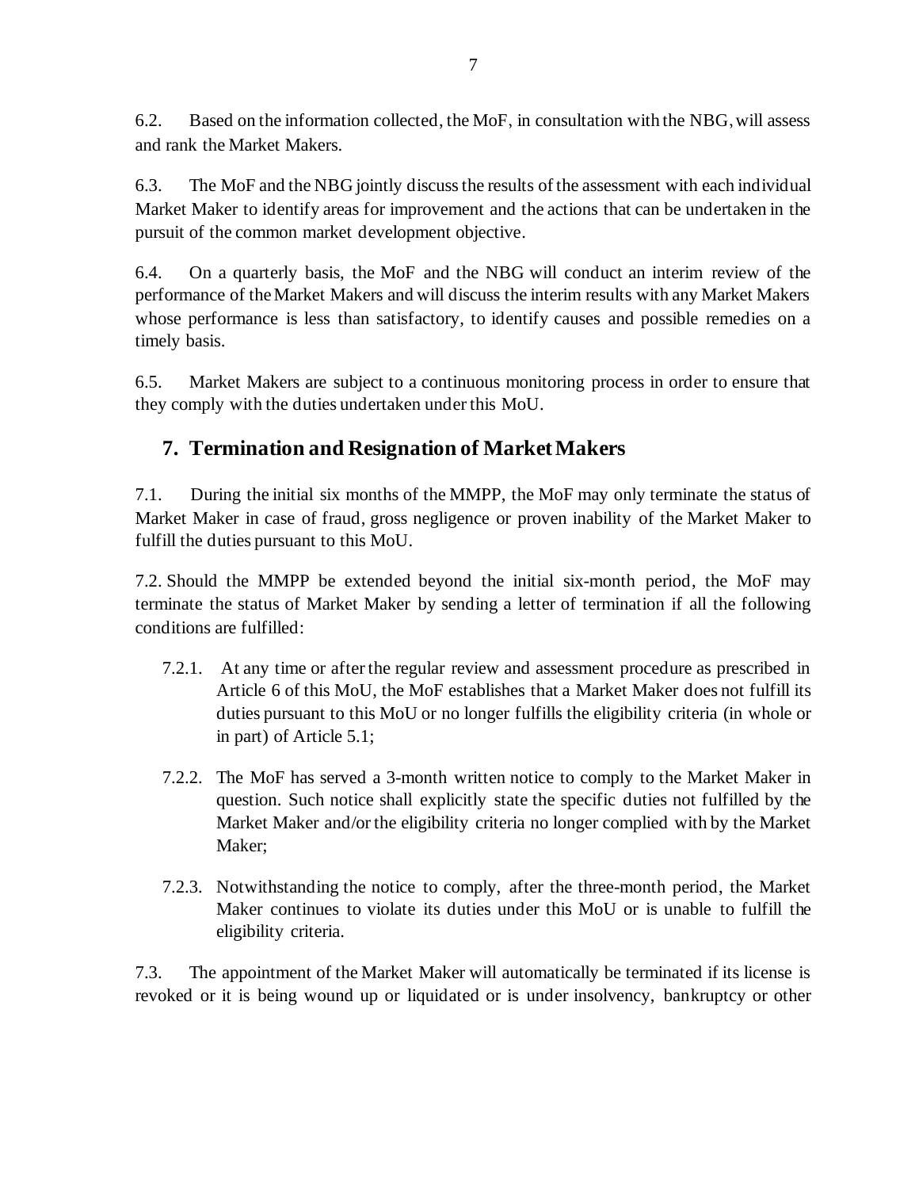6.2. Based on the information collected, the MoF, in consultation with the NBG, will assess and rank the Market Makers.

6.3. The MoF and the NBG jointly discuss the results of the assessment with each individual Market Maker to identify areas for improvement and the actions that can be undertaken in the pursuit of the common market development objective.

6.4. On a quarterly basis, the MoF and the NBG will conduct an interim review of the performance of the Market Makers and will discuss the interim results with any Market Makers whose performance is less than satisfactory, to identify causes and possible remedies on a timely basis.

6.5. Market Makers are subject to a continuous monitoring process in order to ensure that they comply with the duties undertaken under this MoU.

## 7. Termination and Resignation of Market Makers

7.1. During the initial six months of the MMPP, the MoF may only terminate the status of Market Maker in case of fraud, gross negligence or proven inability of the Market Maker to fulfill the duties pursuant to this MoU.

7.2. Should the MMPP be extended beyond the initial six-month period, the MoF may terminate the status of Market Maker by sending a letter of termination if all the following conditions are fulfilled:

- 7.2.1. At any time or after the regular review and assessment procedure as prescribed in Article 6 of this MoU, the MoF establishes that a Market Maker does not fulfill its duties pursuant to this MoU or no longer fulfills the eligibility criteria (in whole or in part) of Article 5.1;
- 7.2.2. The MoF has served a 3-month written notice to comply to the Market Maker in question. Such notice shall explicitly state the specific duties not fulfilled by the Market Maker and/or the eligibility criteria no longer complied with by the Market Maker;
- 7.2.3. Notwithstanding the notice to comply, after the three-month period, the Market Maker continues to violate its duties under this MoU or is unable to fulfill the eligibility criteria.

7.3. The appointment of the Market Maker will automatically be terminated if its license is revoked or it is being wound up or liquidated or is under insolvency, bankruptcy or other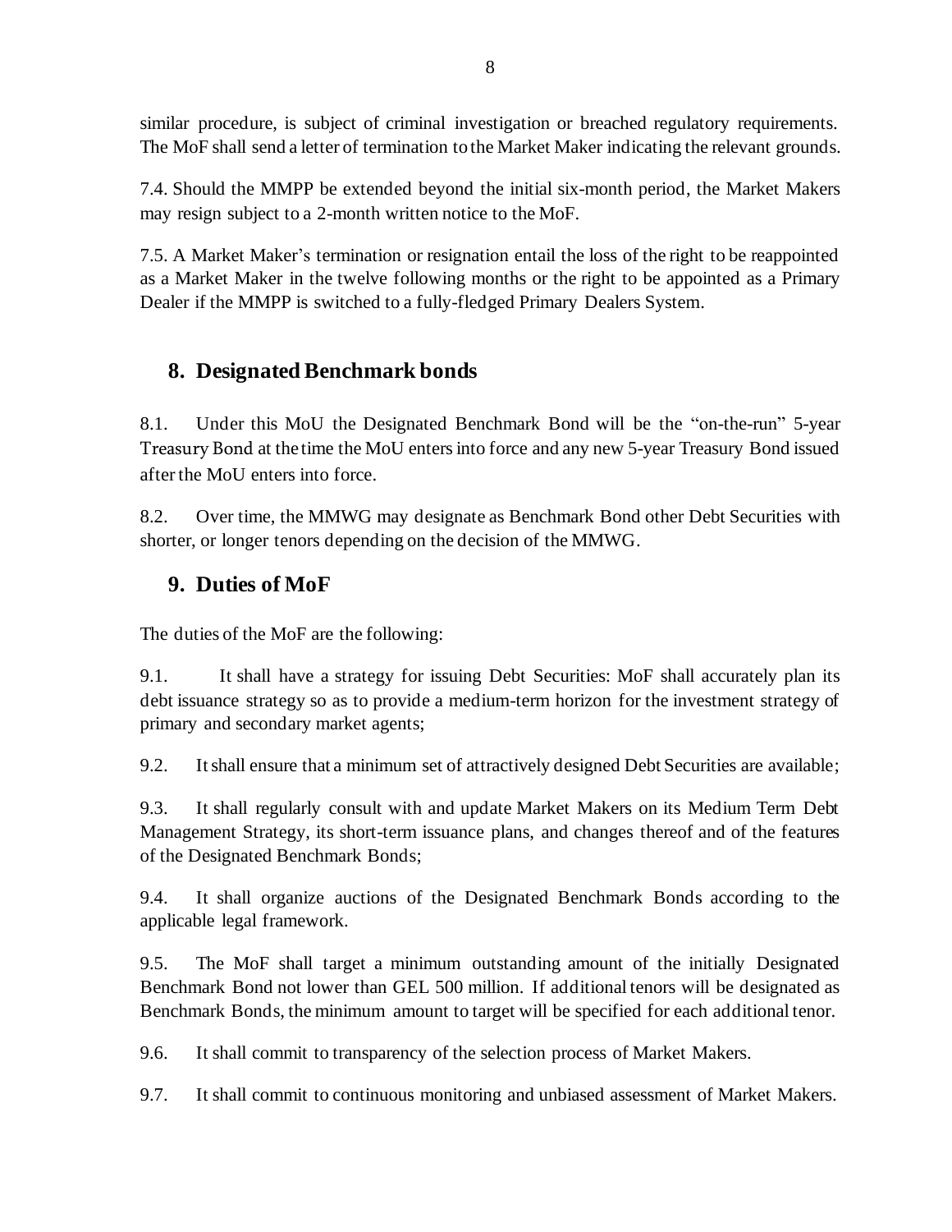similar procedure, is subject of criminal investigation or breached regulatory requirements. The MoF shall send a letter of termination to the Market Maker indicating the relevant grounds.

7.4. Should the MMPP be extended beyond the initial six-month period, the Market Makers may resign subject to a 2-month written notice to the MoF.

7.5. A Market Maker's termination or resignation entail the loss of the right to be reappointed as a Market Maker in the twelve following months or the right to be appointed as a Primary Dealer if the MMPP is switched to a fully-fledged Primary Dealers System.

## 8. Designated Benchmark bonds

8.1. Under this MoU the Designated Benchmark Bond will be the "on-the-run" 5-year Treasury Bond at the time the MoU enters into force and any new 5-year Treasury Bond issued after the MoU enters into force.

8.2. Over time, the MMWG may designate as Benchmark Bond other Debt Securities with shorter, or longer tenors depending on the decision of the MMWG.

## 9. Duties of MoF

The duties of the MoF are the following:

9.1. It shall have a strategy for issuing Debt Securities: MoF shall accurately plan its debt issuance strategy so as to provide a medium-term horizon for the investment strategy of primary and secondary market agents;

9.2. It shall ensure that a minimum set of attractively designed Debt Securities are available;

9.3. It shall regularly consult with and update Market Makers on its Medium Term Debt Management Strategy, its short-term issuance plans, and changes thereof and of the features of the Designated Benchmark Bonds;

9.4. It shall organize auctions of the Designated Benchmark Bonds according to the applicable legal framework.

9.5. The MoF shall target a minimum outstanding amount of the initially Designated Benchmark Bond not lower than GEL 500 million. If additional tenors will be designated as Benchmark Bonds, the minimum amount to target will be specified for each additional tenor.

9.6. It shall commit to transparency of the selection process of Market Makers.

9.7. It shall commit to continuous monitoring and unbiased assessment of Market Makers.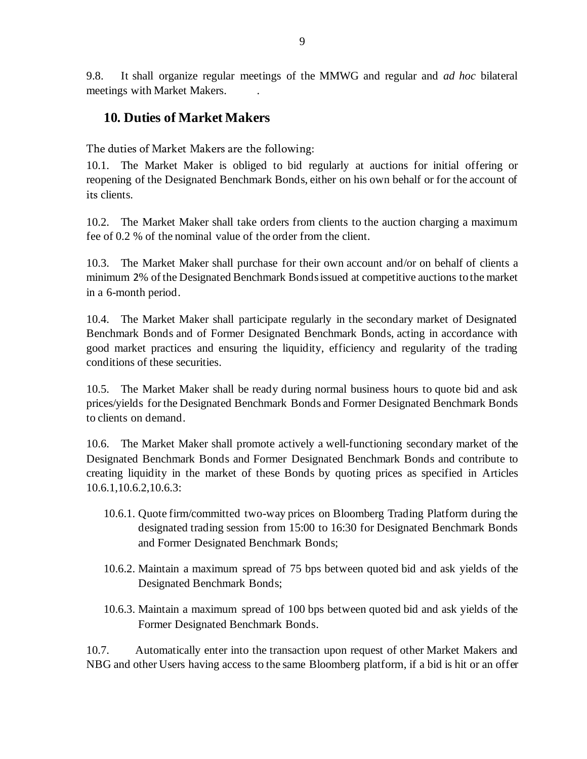9.8. It shall organize regular meetings of the MMWG and regular and *ad hoc* bilateral meetings with Market Makers. .

## 10. Duties of Market Makers

The duties of Market Makers are the following:

10.1. The Market Maker is obliged to bid regularly at auctions for initial offering or reopening of the Designated Benchmark Bonds, either on his own behalf or for the account of its clients.

10.2. The Market Maker shall take orders from clients to the auction charging a maximum fee of 0.2 % of the nominal value of the order from the client.

10.3. The Market Maker shall purchase for their own account and/or on behalf of clients a minimum 2% of the Designated Benchmark Bonds issued at competitive auctions to the market in a 6-month period.

10.4. The Market Maker shall participate regularly in the secondary market of Designated Benchmark Bonds and of Former Designated Benchmark Bonds, acting in accordance with good market practices and ensuring the liquidity, efficiency and regularity of the trading conditions of these securities.

10.5. The Market Maker shall be ready during normal business hours to quote bid and ask prices/yields for the Designated Benchmark Bonds and Former Designated Benchmark Bonds to clients on demand.

10.6. The Market Maker shall promote actively a well-functioning secondary market of the Designated Benchmark Bonds and Former Designated Benchmark Bonds and contribute to creating liquidity in the market of these Bonds by quoting prices as specified in Articles 10.6.1,10.6.2,10.6.3:

- 10.6.1. Quote firm/committed two-way prices on Bloomberg Trading Platform during the designated trading session from 15:00 to 16:30 for Designated Benchmark Bonds and Former Designated Benchmark Bonds;
- 10.6.2. Maintain a maximum spread of 75 bps between quoted bid and ask yields of the Designated Benchmark Bonds;
- 10.6.3. Maintain a maximum spread of 100 bps between quoted bid and ask yields of the Former Designated Benchmark Bonds.

10.7. Automatically enter into the transaction upon request of other Market Makers and NBG and other Users having access to the same Bloomberg platform, if a bid is hit or an offer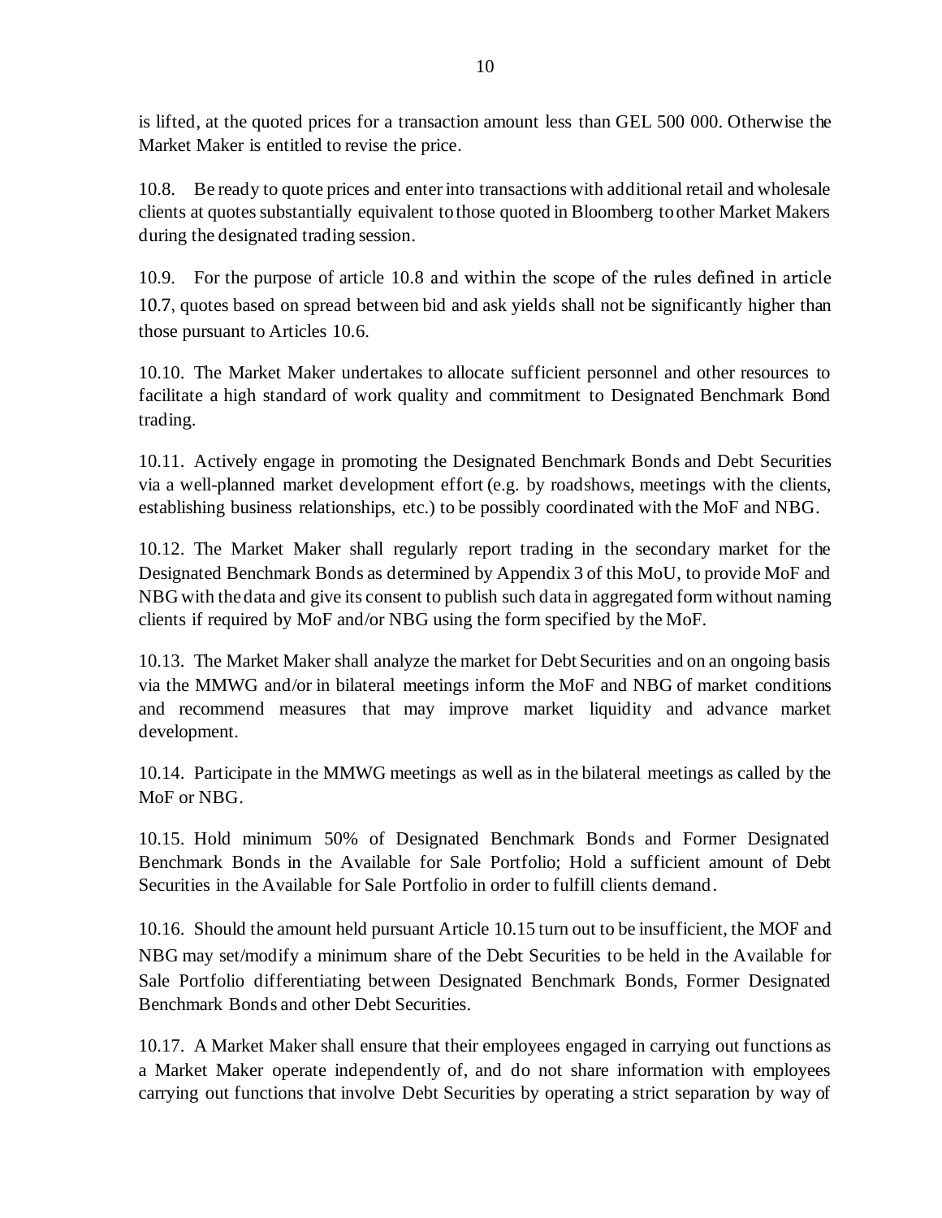is lifted, at the quoted prices for a transaction amount less than GEL 500 000. Otherwise the Market Maker is entitled to revise the price.

10.8. Be ready to quote prices and enter into transactions with additional retail and wholesale clients at quotes substantially equivalent to those quoted in Bloomberg to other Market Makers during the designated trading session.

10.9. For the purpose of article 10.8 and within the scope of the rules defined in article 10.7, quotes based on spread between bid and ask yields shall not be significantly higher than those pursuant to Articles 10.6.

10.10. The Market Maker undertakes to allocate sufficient personnel and other resources to facilitate a high standard of work quality and commitment to Designated Benchmark Bond trading.

10.11. Actively engage in promoting the Designated Benchmark Bonds and Debt Securities via a well-planned market development effort (e.g. by roadshows, meetings with the clients, establishing business relationships, etc.) to be possibly coordinated with the MoF and NBG.

10.12. The Market Maker shall regularly report trading in the secondary market for the Designated Benchmark Bonds as determined by Appendix 3 of this MoU, to provide MoF and NBG with the data and give its consent to publish such data in aggregated form without naming clients if required by MoF and/or NBG using the form specified by the MoF.

10.13. The Market Maker shall analyze the market for Debt Securities and on an ongoing basis via the MMWG and/or in bilateral meetings inform the MoF and NBG of market conditions and recommend measures that may improve market liquidity and advance market development.

10.14. Participate in the MMWG meetings as well as in the bilateral meetings as called by the MoF or NBG.

10.15. Hold minimum 50% of Designated Benchmark Bonds and Former Designated Benchmark Bonds in the Available for Sale Portfolio; Hold a sufficient amount of Debt Securities in the Available for Sale Portfolio in order to fulfill clients demand.

10.16. Should the amount held pursuant Article 10.15 turn out to be insufficient, the MOF and NBG may set/modify a minimum share of the Debt Securities to be held in the Available for Sale Portfolio differentiating between Designated Benchmark Bonds, Former Designated Benchmark Bonds and other Debt Securities.

10.17. A Market Maker shall ensure that their employees engaged in carrying out functions as a Market Maker operate independently of, and do not share information with employees carrying out functions that involve Debt Securities by operating a strict separation by way of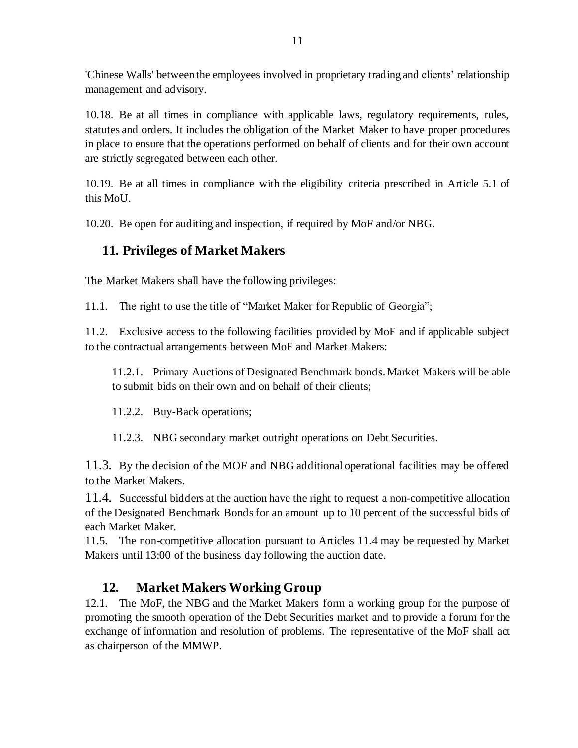'Chinese Walls' between the employees involved in proprietary trading and clients' relationship management and advisory.

10.18. Be at all times in compliance with applicable laws, regulatory requirements, rules, statutes and orders. It includes the obligation of the Market Maker to have proper procedures in place to ensure that the operations performed on behalf of clients and for their own account are strictly segregated between each other.

10.19. Be at all times in compliance with the eligibility criteria prescribed in Article 5.1 of this MoU.

10.20. Be open for auditing and inspection, if required by MoF and/or NBG.

## 11. Privileges of Market Makers

The Market Makers shall have the following privileges:

11.1. The right to use the title of "Market Maker for Republic of Georgia";

11.2. Exclusive access to the following facilities provided by MoF and if applicable subject to the contractual arrangements between MoF and Market Makers:

11.2.1. Primary Auctions of Designated Benchmark bonds. Market Makers will be able to submit bids on their own and on behalf of their clients;

11.2.2. Buy-Back operations;

11.2.3. NBG secondary market outright operations on Debt Securities.

11.3. By the decision of the MOF and NBG additional operational facilities may be offered to the Market Makers.

11.4. Successful bidders at the auction have the right to request a non-competitive allocation of the Designated Benchmark Bonds for an amount up to 10 percent of the successful bids of each Market Maker.

11.5. The non-competitive allocation pursuant to Articles 11.4 may be requested by Market Makers until 13:00 of the business day following the auction date.

## 12. Market Makers Working Group

12.1. The MoF, the NBG and the Market Makers form a working group for the purpose of promoting the smooth operation of the Debt Securities market and to provide a forum for the exchange of information and resolution of problems. The representative of the MoF shall act as chairperson of the MMWP.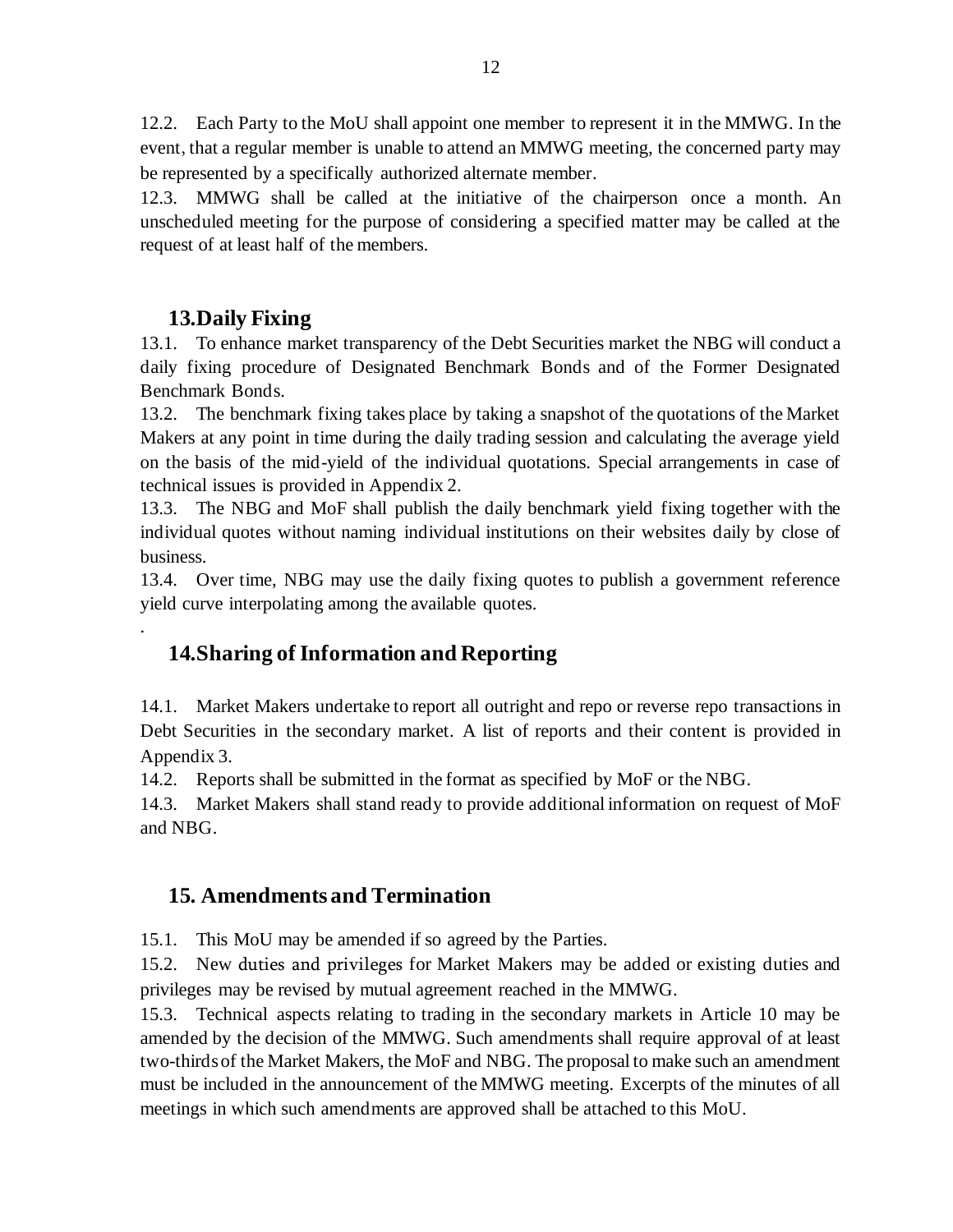12.2. Each Party to the MoU shall appoint one member to represent it in the MMWG. In the event, that a regular member is unable to attend an MMWG meeting, the concerned party may be represented by a specifically authorized alternate member.

12.3. MMWG shall be called at the initiative of the chairperson once a month. An unscheduled meeting for the purpose of considering a specified matter may be called at the request of at least half of the members.

## 13. Daily Fixing

13.1. To enhance market transparency of the Debt Securities market the NBG will conduct a daily fixing procedure of Designated Benchmark Bonds and of the Former Designated Benchmark Bonds.

13.2. The benchmark fixing takes place by taking a snapshot of the quotations of the Market Makers at any point in time during the daily trading session and calculating the average yield on the basis of the mid-yield of the individual quotations. Special arrangements in case of technical issues is provided in Appendix 2.

13.3. The NBG and MoF shall publish the daily benchmark yield fixing together with the individual quotes without naming individual institutions on their websites daily by close of business.

13.4. Over time, NBG may use the daily fixing quotes to publish a government reference yield curve interpolating among the available quotes.

## 14. Sharing of Information and Reporting

14.1. Market Makers undertake to report all outright and repo or reverse repo transactions in Debt Securities in the secondary market. A list of reports and their content is provided in Appendix 3.

14.2. Reports shall be submitted in the format as specified by MoF or the NBG.

14.3. Market Makers shall stand ready to provide additional information on request of MoF and NBG.

## 15. Amendments and Termination

15.1. This MoU may be amended if so agreed by the Parties.

15.2. New duties and privileges for Market Makers may be added or existing duties and privileges may be revised by mutual agreement reached in the MMWG.

15.3. Technical aspects relating to trading in the secondary markets in Article 10 may be amended by the decision of the MMWG. Such amendments shall require approval of at least two-thirds of the Market Makers, the MoF and NBG. The proposal to make such an amendment must be included in the announcement of the MMWG meeting. Excerpts of the minutes of all meetings in which such amendments are approved shall be attached to this MoU.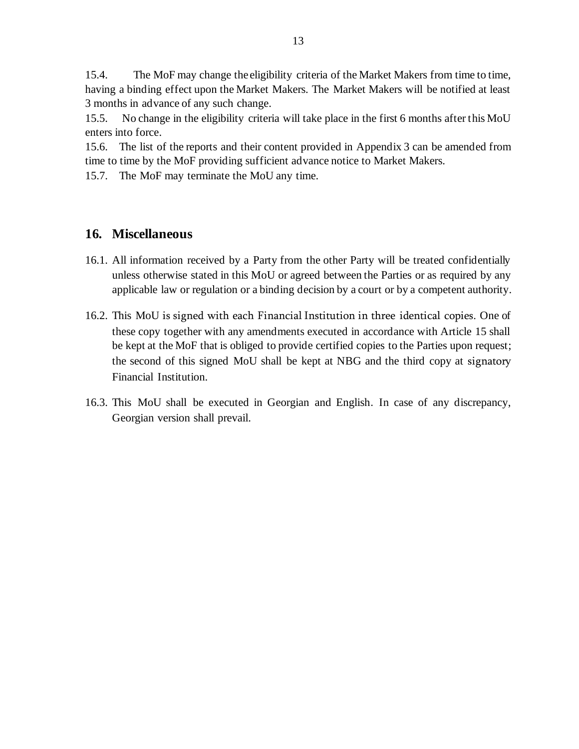15.4. The MoF may change the eligibility criteria of the Market Makers from time to time, having a binding effect upon the Market Makers. The Market Makers will be notified at least 3 months in advance of any such change.

15.5. No change in the eligibility criteria will take place in the first 6 months after this MoU enters into force.

15.6. The list of the reports and their content provided in Appendix 3 can be amended from time to time by the MoF providing sufficient advance notice to Market Makers.

15.7. The MoF may terminate the MoU any time.

## 16. Miscellaneous

16.1. All information received by a Party from the other Party will be treated confidentially unless otherwise stated in this MoU or agreed between the Parties or as required by any applicable law or regulation or a binding decision by a court or by a competent authority.

16.2. This MoU is signed with each Financial Institution in three identical copies. One of these copy together with any amendments executed in accordance with Article 15 shall be kept at the MoF that is obliged to provide certified copies to the Parties upon request; the second of this signed MoU shall be kept at NBG and the third copy at signatory Financial Institution.

16.3. This MoU shall be executed in Georgian and English. In case of any discrepancy, Georgian version shall prevail.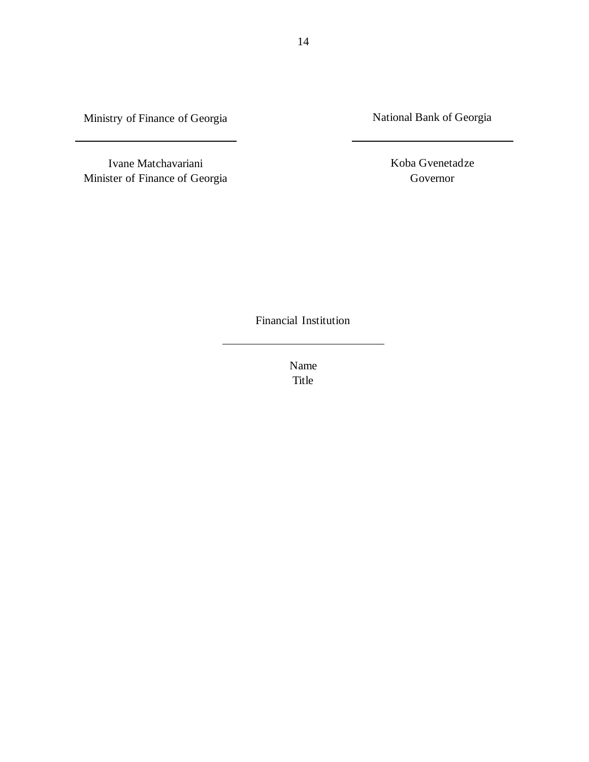Ministry of Finance of Georgia

\_\_\_\_\_\_\_\_\_\_\_\_\_\_\_\_\_\_\_\_\_\_\_\_\_\_\_\_

Ivane Matchavariani
Minister of Finance of Georgia

National Bank of Georgia

\_\_\_\_\_\_\_\_\_\_\_\_\_\_\_\_\_\_\_\_\_\_\_\_\_\_\_\_

Koba Gvenetadze
Governor

Financial Institution

\_\_\_\_\_\_\_\_\_\_\_\_\_\_\_\_\_\_\_\_\_\_\_\_\_\_\_\_

Name
Title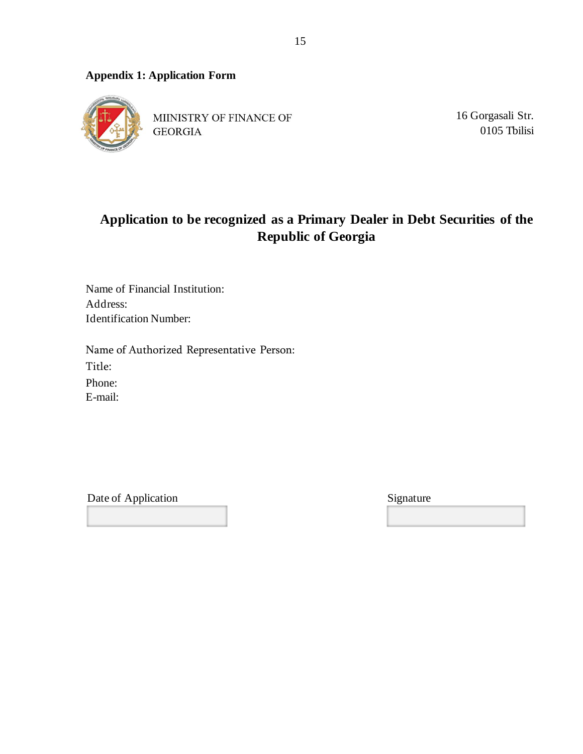**Appendix 1: Application Form**

MIINISTRY OF FINANCE OF GEORGIA

16 Gorgasali Str.
0105 Tbilisi

## Application to be recognized as a Primary Dealer in Debt Securities of the Republic of Georgia

Name of Financial Institution:
Address:
Identification Number:

Name of Authorized Representative Person:
Title:
Phone:
E-mail:

Date of Application

Signature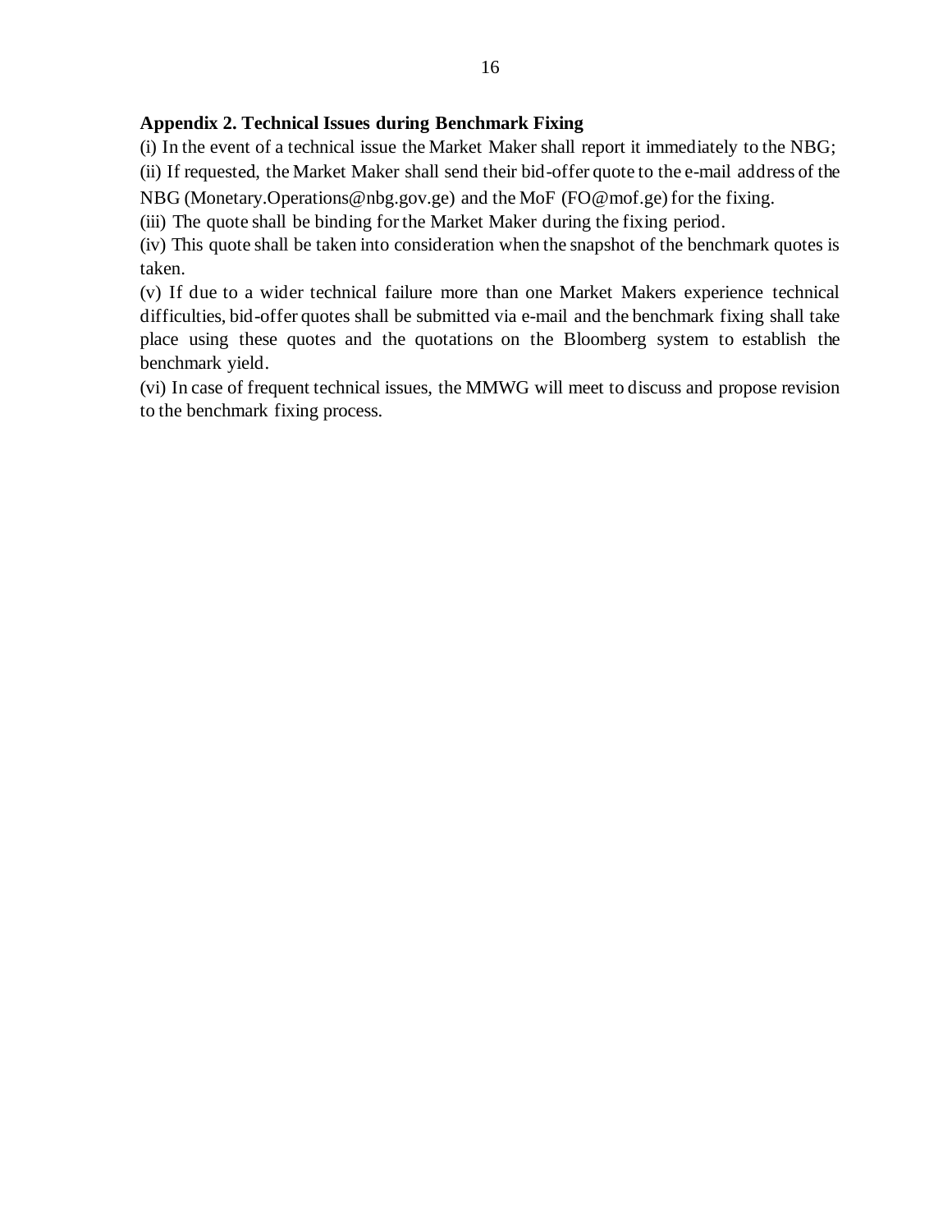## Appendix 2. Technical Issues during Benchmark Fixing

(i) In the event of a technical issue the Market Maker shall report it immediately to the NBG;

(ii) If requested, the Market Maker shall send their bid-offer quote to the e-mail address of the NBG (Monetary.Operations@nbg.gov.ge) and the MoF (FO@mof.ge) for the fixing.

(iii) The quote shall be binding for the Market Maker during the fixing period.

(iv) This quote shall be taken into consideration when the snapshot of the benchmark quotes is taken.

(v) If due to a wider technical failure more than one Market Makers experience technical difficulties, bid-offer quotes shall be submitted via e-mail and the benchmark fixing shall take place using these quotes and the quotations on the Bloomberg system to establish the benchmark yield.

(vi) In case of frequent technical issues, the MMWG will meet to discuss and propose revision to the benchmark fixing process.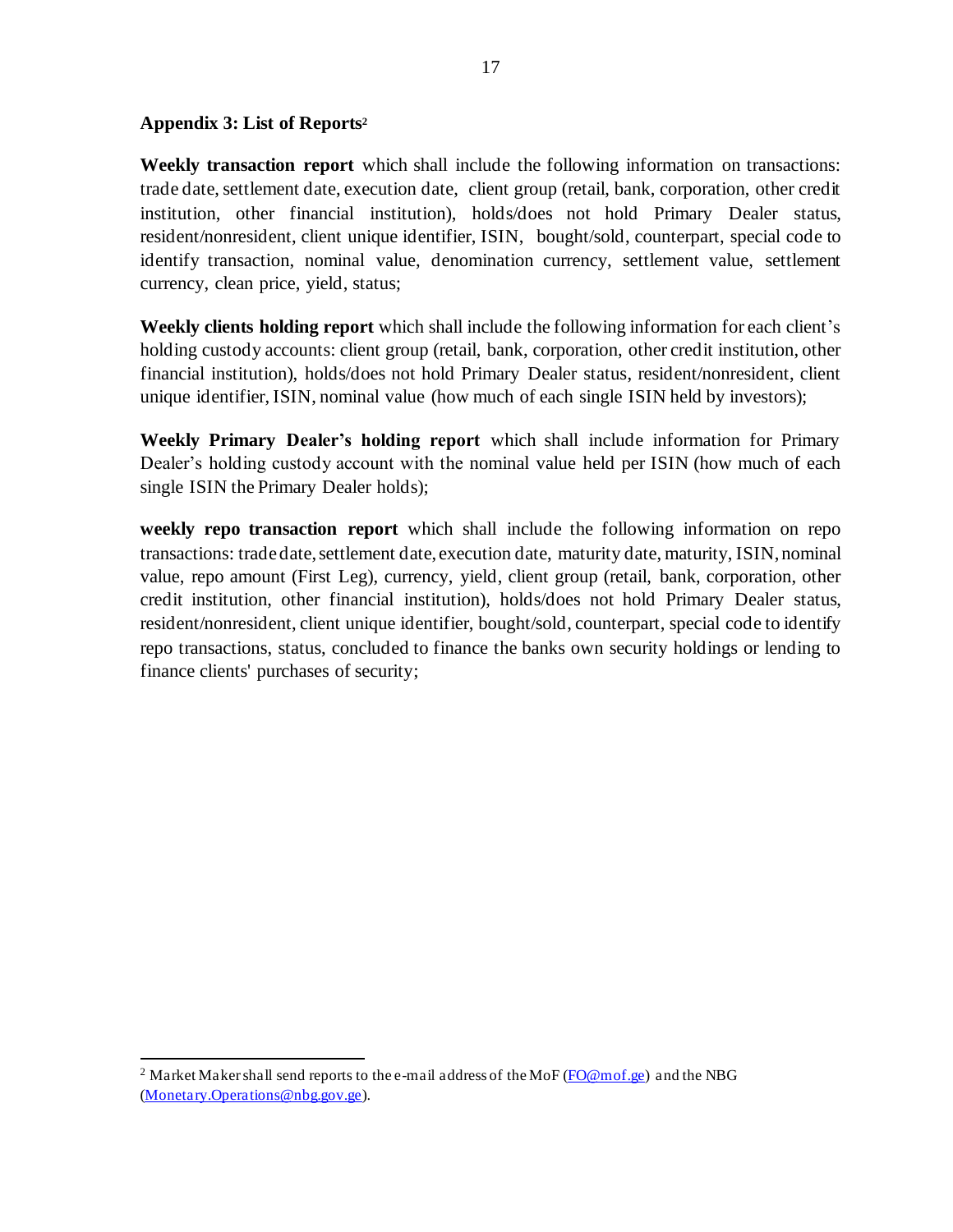## Appendix 3: List of Reports[2]

**Weekly transaction report** which shall include the following information on transactions: trade date, settlement date, execution date, client group (retail, bank, corporation, other credit institution, other financial institution), holds/does not hold Primary Dealer status, resident/nonresident, client unique identifier, ISIN, bought/sold, counterpart, special code to identify transaction, nominal value, denomination currency, settlement value, settlement currency, clean price, yield, status;

**Weekly clients holding report** which shall include the following information for each client's holding custody accounts: client group (retail, bank, corporation, other credit institution, other financial institution), holds/does not hold Primary Dealer status, resident/nonresident, client unique identifier, ISIN, nominal value (how much of each single ISIN held by investors);

**Weekly Primary Dealer's holding report** which shall include information for Primary Dealer's holding custody account with the nominal value held per ISIN (how much of each single ISIN the Primary Dealer holds);

**weekly repo transaction report** which shall include the following information on repo transactions: trade date, settlement date, execution date, maturity date, maturity, ISIN, nominal value, repo amount (First Leg), currency, yield, client group (retail, bank, corporation, other credit institution, other financial institution), holds/does not hold Primary Dealer status, resident/nonresident, client unique identifier, bought/sold, counterpart, special code to identify repo transactions, status, concluded to finance the banks own security holdings or lending to finance clients' purchases of security;

---

[2] Market Maker shall send reports to the e-mail address of the MoF (FO@mof.ge) and the NBG (Monetary.Operations@nbg.gov.ge).